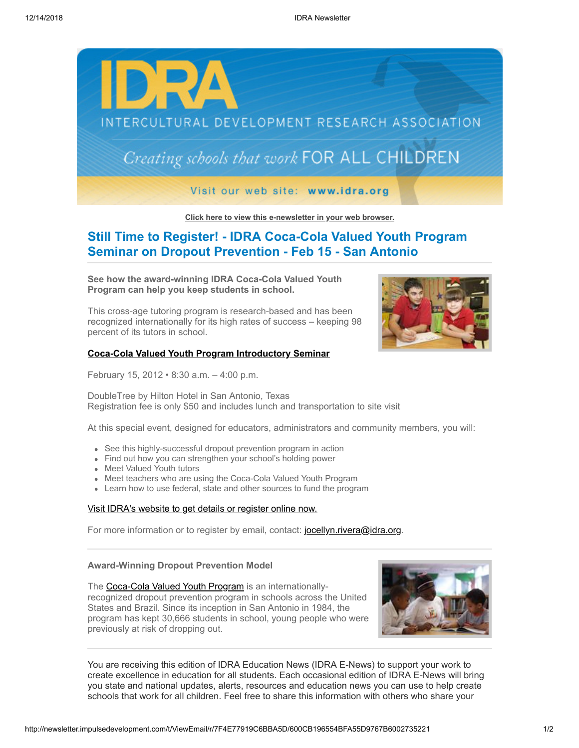IDRA

INTERCULTURAL DEVELOPMENT RESEARCH ASSOCIATION

*Creating schools that work* FOR ALL CHILDREN

Visit our web site: **www.idra.org**

**Click here to view this e-newsletter in your web browser.**

## Still Time to Register! - IDRA Coca-Cola Valued Youth Program Seminar on Dropout Prevention - Feb 15 - San Antonio

**See how the award-winning IDRA Coca-Cola Valued Youth Program can help you keep students in school.**

This cross-age tutoring program is research-based and has been recognized internationally for its high rates of success – keeping 98 percent of its tutors in school.

**Coca-Cola Valued Youth Program Introductory Seminar**

February 15, 2012 • 8:30 a.m. – 4:00 p.m.

DoubleTree by Hilton Hotel in San Antonio, Texas
Registration fee is only $50 and includes lunch and transportation to site visit

At this special event, designed for educators, administrators and community members, you will:

- See this highly-successful dropout prevention program in action
- Find out how you can strengthen your school's holding power
- Meet Valued Youth tutors
- Meet teachers who are using the Coca-Cola Valued Youth Program
- Learn how to use federal, state and other sources to fund the program

Visit IDRA's website to get details or register online now.

For more information or to register by email, contact: jocellyn.rivera@idra.org.

---

**Award-Winning Dropout Prevention Model**

The Coca-Cola Valued Youth Program is an internationally-recognized dropout prevention program in schools across the United States and Brazil. Since its inception in San Antonio in 1984, the program has kept 30,666 students in school, young people who were previously at risk of dropping out.

---

You are receiving this edition of IDRA Education News (IDRA E-News) to support your work to create excellence in education for all students. Each occasional edition of IDRA E-News will bring you state and national updates, alerts, resources and education news you can use to help create schools that work for all children. Feel free to share this information with others who share your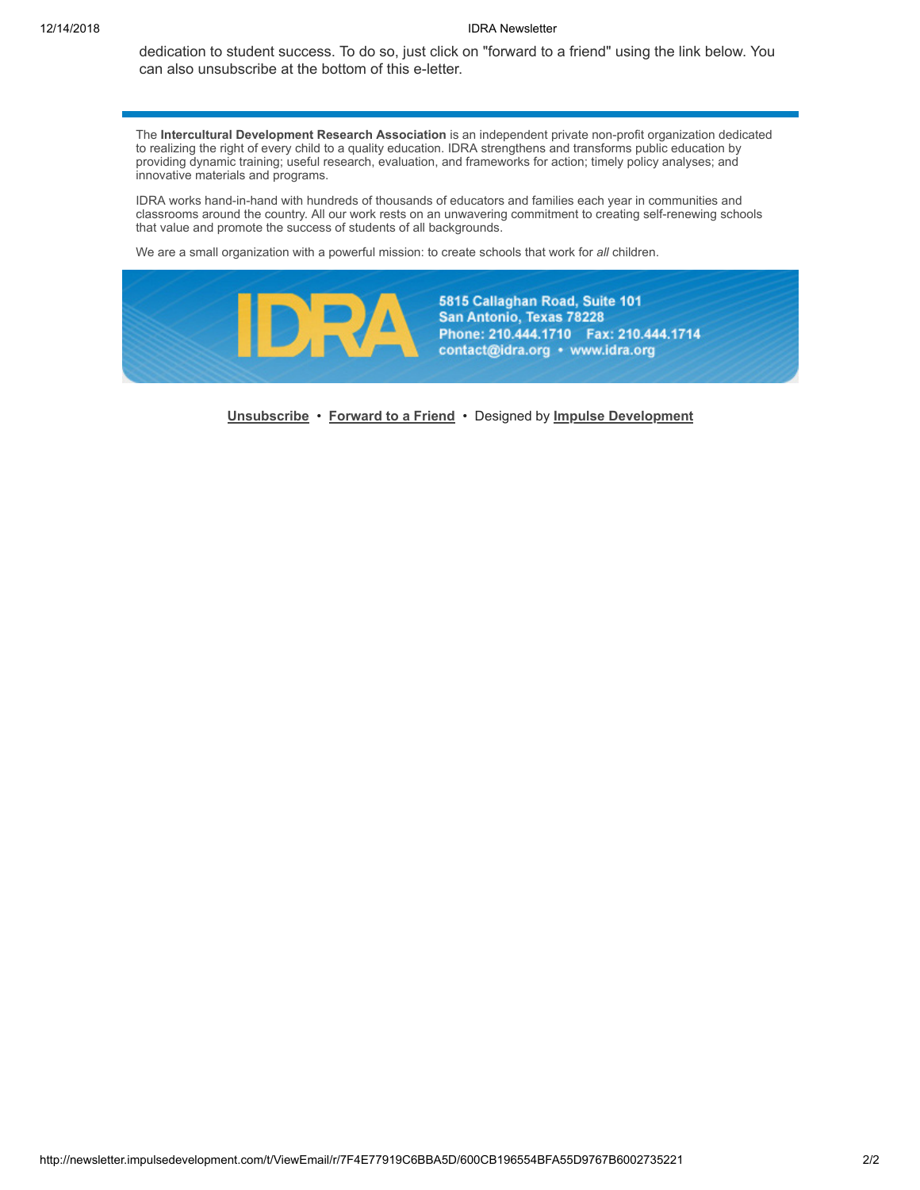dedication to student success. To do so, just click on "forward to a friend" using the link below. You can also unsubscribe at the bottom of this e-letter.

The **Intercultural Development Research Association** is an independent private non-profit organization dedicated to realizing the right of every child to a quality education. IDRA strengthens and transforms public education by providing dynamic training; useful research, evaluation, and frameworks for action; timely policy analyses; and innovative materials and programs.

IDRA works hand-in-hand with hundreds of thousands of educators and families each year in communities and classrooms around the country. All our work rests on an unwavering commitment to creating self-renewing schools that value and promote the success of students of all backgrounds.

We are a small organization with a powerful mission: to create schools that work for *all* children.

IDRA

5815 Callaghan Road, Suite 101
San Antonio, Texas 78228
Phone: 210.444.1710 Fax: 210.444.1714
contact@idra.org • www.idra.org

**Unsubscribe** • **Forward to a Friend** • Designed by **Impulse Development**